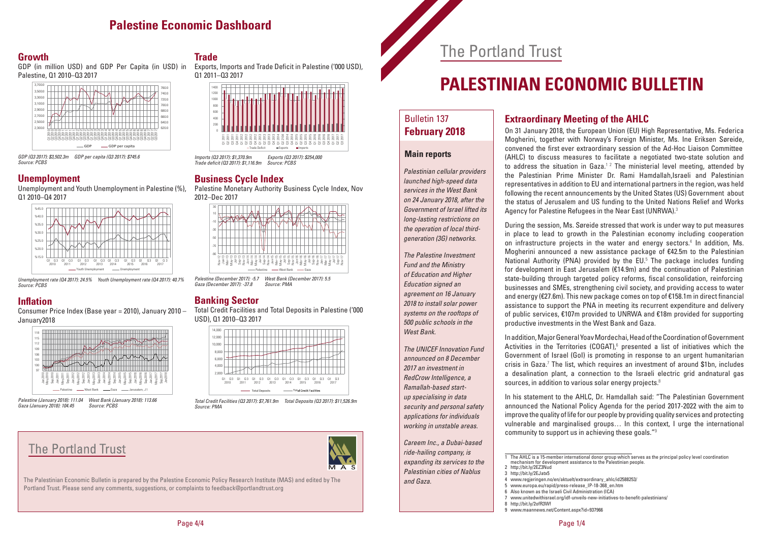# Palestine Economic Dashboard

## Growth

GDP (in million USD) and GDP Per Capita (in USD) in Palestine, Q1 2010–Q3 2017

*GDP (Q3 2017): $3,502.3m GDP per capita (Q3 2017): $745.6*
*Source: PCBS*

## Unemployment

Unemployment and Youth Unemployment in Palestine (%), Q1 2010–Q4 2017

*Unemployment rate (Q4 2017): 24.5% Youth Unemployment rate (Q4 2017): 40.7%*
*Source: PCBS*

## Inflation

Consumer Price Index (Base year = 2010), January 2010 – January2018

*Palestine (January 2018): 111.04 West Bank (January 2018): 113.66*
*Gaza (January 2018): 104.45 Source: PCBS*

## Trade

Exports, Imports and Trade Deficit in Palestine ('000 USD), Q1 2011–Q3 2017

*Imports (Q3 2017): $1,370.9m Exports (Q3 2017): $254,000*
*Trade deficit (Q3 2017): $1,116.9m Source: PCBS*

## Business Cycle Index

Palestine Monetary Authority Business Cycle Index, Nov 2012–Dec 2017

*Palestine (December 2017): -5.7 West Bank (December 2017): 5.5*
*Gaza (December 2017): -37.8 Source: PMA*

## Banking Sector

Total Credit Facilities and Total Deposits in Palestine ('000 USD), Q1 2010–Q3 2017

*Total Credit Facilities (Q3 2017): $7,761.9m Total Deposits (Q3 2017): $11,526.9m*
*Source: PMA*

The Portland Trust

The Palestinian Economic Bulletin is prepared by the Palestine Economic Policy Research Institute (MAS) and edited by The Portland Trust. Please send any comments, suggestions, or complaints to feedback@portlandtrust.org

The Portland Trust

# PALESTINIAN ECONOMIC BULLETIN

Bulletin 137
**February 2018**

### Main reports

*Palestinian cellular providers launched high-speed data services in the West Bank on 24 January 2018, after the Government of Israel lifted its long-lasting restrictions on the operation of local third-generation (3G) networks.*

*The Palestine Investment Fund and the Ministry of Education and Higher Education signed an agreement on 16 January 2018 to install solar power systems on the rooftops of 500 public schools in the West Bank.*

*The UNICEF Innovation Fund announced on 8 December 2017 an investment in RedCrow Intelligence, a Ramallah-based start-up specialising in data security and personal safety applications for individuals working in unstable areas.*

*Careem Inc., a Dubai-based ride-hailing company, is expanding its services to the Palestinian cities of Nablus and Gaza.*

## Extraordinary Meeting of the AHLC

On 31 January 2018, the European Union (EU) High Representative, Ms. Federica Mogherini, together with Norway's Foreign Minister, Ms. Ine Eriksen Søreide, convened the first ever extraordinary session of the Ad-Hoc Liaison Committee (AHLC) to discuss measures to facilitate a negotiated two-state solution and to address the situation in Gaza.[1 2] The ministerial level meeting, attended by the Palestinian Prime Minister Dr. Rami Hamdallah,Israeli and Palestinian representatives in addition to EU and international partners in the region, was held following the recent announcements by the United States (US) Government about the status of Jerusalem and US funding to the United Nations Relief and Works Agency for Palestine Refugees in the Near East (UNRWA).[3]

During the session, Ms. Søreide stressed that work is under way to put measures in place to lead to growth in the Palestinian economy including cooperation on infrastructure projects in the water and energy sectors.[4] In addition, Ms. Mogherini announced a new assistance package of €42.5m to the Palestinian National Authority (PNA) provided by the EU.[5] The package includes funding for development in East Jerusalem (€14.9m) and the continuation of Palestinian state-building through targeted policy reforms, fiscal consolidation, reinforcing businesses and SMEs, strengthening civil society, and providing access to water and energy (€27.6m). This new package comes on top of €158.1m in direct financial assistance to support the PNA in meeting its recurrent expenditure and delivery of public services, €107m provided to UNRWA and €18m provided for supporting productive investments in the West Bank and Gaza.

In addition, Major General Yoav Mordechai, Head of the Coordination of Government Activities in the Territories (COGAT),[6] presented a list of initiatives which the Government of Israel (GoI) is promoting in response to an urgent humanitarian crisis in Gaza.[7] The list, which requires an investment of around $1bn, includes a desalination plant, a connection to the Israeli electric grid andnatural gas sources, in addition to various solar energy projects.[8]

In his statement to the AHLC, Dr. Hamdallah said: "The Palestinian Government announced the National Policy Agenda for the period 2017-2022 with the aim to improve the quality of life for our people by providing quality services and protecting vulnerable and marginalised groups… In this context, I urge the international community to support us in achieving these goals."[9]

---

1 The AHLC is a 15-member international donor group which serves as the principal policy level coordination mechanism for development assistance to the Palestinian people.
2 http://bit.ly/2EZ3Nud
3 http://bit.ly/2EJatx5
4 www.regjeringen.no/en/aktuelt/extraordinary_ahlc/id2588253/
5 www.europa.eu/rapid/press-release_IP-18-368_en.htm
6 Also known as the Israeli Civil Administration (ICA)
7 www.unitedwithisrael.org/idf-unveils-new-initiatives-to-benefit-palestinians/
8 http://bit.ly/2ofR3Wf
9 www.maannews.net/Content.aspx?id=937966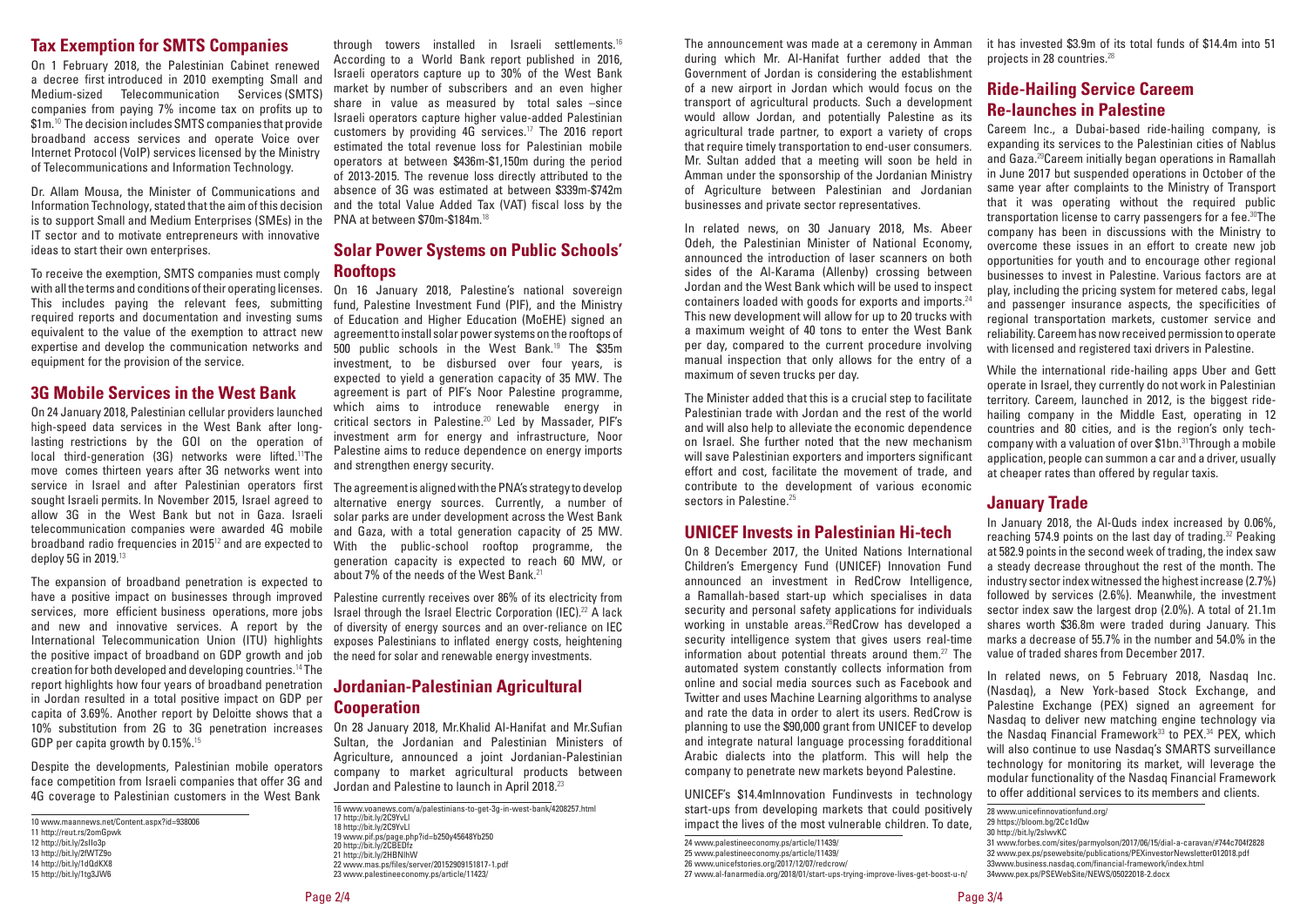## Tax Exemption for SMTS Companies

On 1 February 2018, the Palestinian Cabinet renewed a decree first introduced in 2010 exempting Small and Medium-sized Telecommunication Services (SMTS) companies from paying 7% income tax on profits up to $1m.[10] The decision includes SMTS companies that provide broadband access services and operate Voice over Internet Protocol (VoIP) services licensed by the Ministry of Telecommunications and Information Technology.

Dr. Allam Mousa, the Minister of Communications and Information Technology, stated that the aim of this decision is to support Small and Medium Enterprises (SMEs) in the IT sector and to motivate entrepreneurs with innovative ideas to start their own enterprises.

To receive the exemption, SMTS companies must comply with all the terms and conditions of their operating licenses. This includes paying the relevant fees, submitting required reports and documentation and investing sums equivalent to the value of the exemption to attract new expertise and develop the communication networks and equipment for the provision of the service.

## 3G Mobile Services in the West Bank

On 24 January 2018, Palestinian cellular providers launched high-speed data services in the West Bank after long-lasting restrictions by the GOI on the operation of local third-generation (3G) networks were lifted.[11] The move comes thirteen years after 3G networks went into service in Israel and after Palestinian operators first sought Israeli permits. In November 2015, Israel agreed to allow 3G in the West Bank but not in Gaza. Israeli telecommunication companies were awarded 4G mobile broadband radio frequencies in 2015[12] and are expected to deploy 5G in 2019.[13]

The expansion of broadband penetration is expected to have a positive impact on businesses through improved services, more efficient business operations, more jobs and new and innovative services. A report by the International Telecommunication Union (ITU) highlights the positive impact of broadband on GDP growth and job creation for both developed and developing countries.[14] The report highlights how four years of broadband penetration in Jordan resulted in a total positive impact on GDP per capita of 3.69%. Another report by Deloitte shows that a 10% substitution from 2G to 3G penetration increases GDP per capita growth by 0.15%.[15]

Despite the developments, Palestinian mobile operators face competition from Israeli companies that offer 3G and 4G coverage to Palestinian customers in the West Bank through towers installed in Israeli settlements.[16] According to a World Bank report published in 2016, Israeli operators capture up to 30% of the West Bank market by number of subscribers and an even higher share in value as measured by total sales –since Israeli operators capture higher value-added Palestinian customers by providing 4G services.[17] The 2016 report estimated the total revenue loss for Palestinian mobile operators at between $436m-$1,150m during the period of 2013-2015. The revenue loss directly attributed to the absence of 3G was estimated at between $339m-$742m and the total Value Added Tax (VAT) fiscal loss by the PNA at between $70m-$184m.[18]

## Solar Power Systems on Public Schools' Rooftops

On 16 January 2018, Palestine's national sovereign fund, Palestine Investment Fund (PIF), and the Ministry of Education and Higher Education (MoEHE) signed an agreement to install solar power systems on the rooftops of 500 public schools in the West Bank.[19] The $35m investment, to be disbursed over four years, is expected to yield a generation capacity of 35 MW. The agreement is part of PIF's Noor Palestine programme, which aims to introduce renewable energy in critical sectors in Palestine.[20] Led by Massader, PIF's investment arm for energy and infrastructure, Noor Palestine aims to reduce dependence on energy imports and strengthen energy security.

The agreement is aligned with the PNA's strategy to develop alternative energy sources. Currently, a number of solar parks are under development across the West Bank and Gaza, with a total generation capacity of 25 MW. With the public-school rooftop programme, the generation capacity is expected to reach 60 MW, or about 7% of the needs of the West Bank.[21]

Palestine currently receives over 86% of its electricity from Israel through the Israel Electric Corporation (IEC).[22] A lack of diversity of energy sources and an over-reliance on IEC exposes Palestinians to inflated energy costs, heightening the need for solar and renewable energy investments.

## Jordanian-Palestinian Agricultural Cooperation

On 28 January 2018, Mr.Khalid Al-Hanifat and Mr.Sufian Sultan, the Jordanian and Palestinian Ministers of Agriculture, announced a joint Jordanian-Palestinian company to market agricultural products between Jordan and Palestine to launch in April 2018.[23]

The announcement was made at a ceremony in Amman during which Mr. Al-Hanifat further added that the Government of Jordan is considering the establishment of a new airport in Jordan which would focus on the transport of agricultural products. Such a development would allow Jordan, and potentially Palestine as its agricultural trade partner, to export a variety of crops that require timely transportation to end-user consumers. Mr. Sultan added that a meeting will soon be held in Amman under the sponsorship of the Jordanian Ministry of Agriculture between Palestinian and Jordanian businesses and private sector representatives.

In related news, on 30 January 2018, Ms. Abeer Odeh, the Palestinian Minister of National Economy, announced the introduction of laser scanners on both sides of the Al-Karama (Allenby) crossing between Jordan and the West Bank which will be used to inspect containers loaded with goods for exports and imports.[24] This new development will allow for up to 20 trucks with a maximum weight of 40 tons to enter the West Bank per day, compared to the current procedure involving manual inspection that only allows for the entry of a maximum of seven trucks per day.

The Minister added that this is a crucial step to facilitate Palestinian trade with Jordan and the rest of the world and will also help to alleviate the economic dependence on Israel. She further noted that the new mechanism will save Palestinian exporters and importers significant effort and cost, facilitate the movement of trade, and contribute to the development of various economic sectors in Palestine.[25]

## UNICEF Invests in Palestinian Hi-tech

On 8 December 2017, the United Nations International Children's Emergency Fund (UNICEF) Innovation Fund announced an investment in RedCrow Intelligence, a Ramallah-based start-up which specialises in data security and personal safety applications for individuals working in unstable areas.[26] RedCrow has developed a security intelligence system that gives users real-time information about potential threats around them.[27] The automated system constantly collects information from online and social media sources such as Facebook and Twitter and uses Machine Learning algorithms to analyse and rate the data in order to alert its users. RedCrow is planning to use the $90,000 grant from UNICEF to develop and integrate natural language processing foradditional Arabic dialects into the platform. This will help the company to penetrate new markets beyond Palestine.

UNICEF's $14.4mInnovation Fundinvests in technology start-ups from developing markets that could positively impact the lives of the most vulnerable children. To date, it has invested $3.9m of its total funds of $14.4m into 51 projects in 28 countries.[28]

## Ride-Hailing Service Careem Re-launches in Palestine

Careem Inc., a Dubai-based ride-hailing company, is expanding its services to the Palestinian cities of Nablus and Gaza.[29] Careem initially began operations in Ramallah in June 2017 but suspended operations in October of the same year after complaints to the Ministry of Transport that it was operating without the required public transportation license to carry passengers for a fee.[30] The company has been in discussions with the Ministry to overcome these issues in an effort to create new job opportunities for youth and to encourage other regional businesses to invest in Palestine. Various factors are at play, including the pricing system for metered cabs, legal and passenger insurance aspects, the specificities of regional transportation markets, customer service and reliability. Careem has now received permission to operate with licensed and registered taxi drivers in Palestine.

While the international ride-hailing apps Uber and Gett operate in Israel, they currently do not work in Palestinian territory. Careem, launched in 2012, is the biggest ride-hailing company in the Middle East, operating in 12 countries and 80 cities, and is the region's only tech-company with a valuation of over $1bn.[31] Through a mobile application, people can summon a car and a driver, usually at cheaper rates than offered by regular taxis.

## January Trade

In January 2018, the Al-Quds index increased by 0.06%, reaching 574.9 points on the last day of trading.[32] Peaking at 582.9 points in the second week of trading, the index saw a steady decrease throughout the rest of the month. The industry sector index witnessed the highest increase (2.7%) followed by services (2.6%). Meanwhile, the investment sector index saw the largest drop (2.0%). A total of 21.1m shares worth $36.8m were traded during January. This marks a decrease of 55.7% in the number and 54.0% in the value of traded shares from December 2017.

In related news, on 5 February 2018, Nasdaq Inc. (Nasdaq), a New York-based Stock Exchange, and Palestine Exchange (PEX) signed an agreement for Nasdaq to deliver new matching engine technology via the Nasdaq Financial Framework[33] to PEX.[34] PEX, which will also continue to use Nasdaq's SMARTS surveillance technology for monitoring its market, will leverage the modular functionality of the Nasdaq Financial Framework to offer additional services to its members and clients.

---

10 www.maannews.net/Content.aspx?id=938006
11 http://reut.rs/2omGpwk
12 http://bit.ly/2sIlo3p
13 http://bit.ly/2fWTZ9o
14 http://bit.ly/1dQdKX8
15 http://bit.ly/1tg3JW6
16 www.voanews.com/a/palestinians-to-get-3g-in-west-bank/4208257.html
17 http://bit.ly/2C9YvLl
18 http://bit.ly/2C9YvLl
19 www.pif.ps/page.php?id=b250y45648Yb250
20 http://bit.ly/2CBEDfz
21 http://bit.ly/2HBNIhW
22 www.mas.ps/files/server/20152909151817-1.pdf
23 www.palestineeconomy.ps/article/11423/
24 www.palestineeconomy.ps/article/11439/
25 www.palestineeconomy.ps/article/11439/
26 www.unicefstories.org/2017/12/07/redcrow/
27 www.al-fanarmedia.org/2018/01/start-ups-trying-improve-lives-get-boost-u-n/
28 www.unicefinnovationfund.org/
29 https://bloom.bg/2Cc1dQw
30 http://bit.ly/2slwvKC
31 www.forbes.com/sites/parmyolson/2017/06/15/dial-a-caravan/#744c704f2828
32 www.pex.ps/psewebsite/publications/PEXinvestorNewsletter012018.pdf
33 www.business.nasdaq.com/financial-framework/index.html
34 www.pex.ps/PSEWebSite/NEWS/05022018-2.docx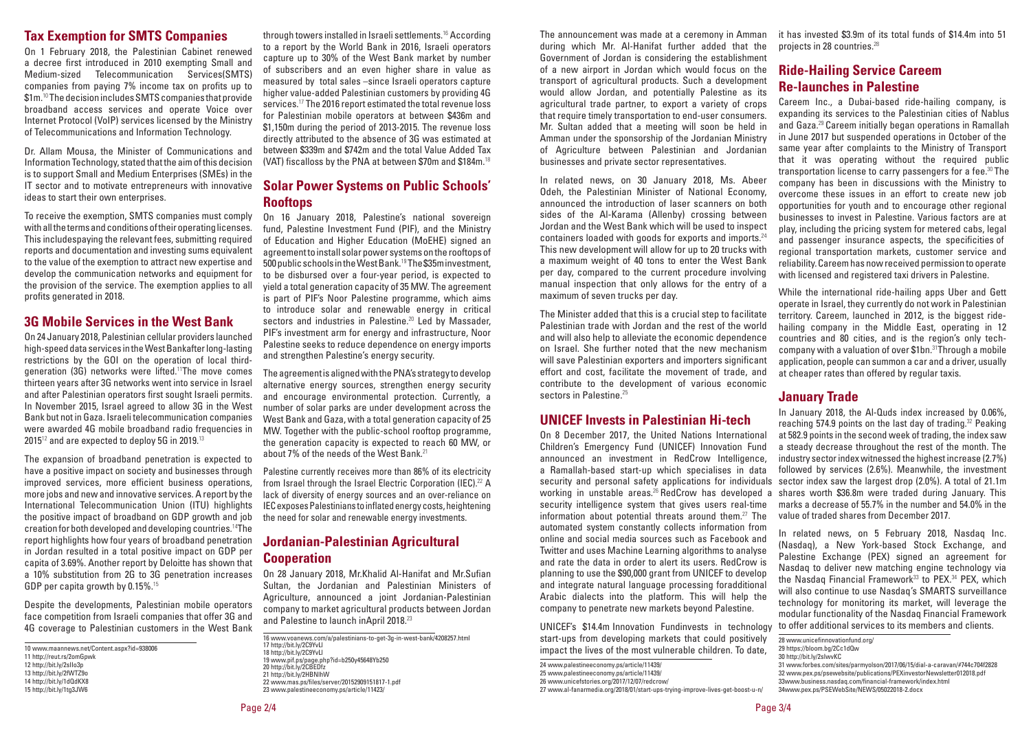## Tax Exemption for SMTS Companies

On 1 February 2018, the Palestinian Cabinet renewed a decree first introduced in 2010 exempting Small and Medium-sized Telecommunication Services(SMTS) companies from paying 7% income tax on profits up to $1m.[10] The decision includes SMTS companies that provide broadband access services and operate Voice over Internet Protocol (VoIP) services licensed by the Ministry of Telecommunications and Information Technology.

Dr. Allam Mousa, the Minister of Communications and Information Technology, stated that the aim of this decision is to support Small and Medium Enterprises (SMEs) in the IT sector and to motivate entrepreneurs with innovative ideas to start their own enterprises.

To receive the exemption, SMTS companies must comply with all the terms and conditions of their operating licenses. This includespaying the relevant fees, submitting required reports and documentation and investing sums equivalent to the value of the exemption to attract new expertise and develop the communication networks and equipment for the provision of the service. The exemption applies to all profits generated in 2018.

## 3G Mobile Services in the West Bank

On 24 January 2018, Palestinian cellular providers launched high-speed data services in the West Bankafter long-lasting restrictions by the GOI on the operation of local third-generation (3G) networks were lifted.[11]The move comes thirteen years after 3G networks went into service in Israel and after Palestinian operators first sought Israeli permits. In November 2015, Israel agreed to allow 3G in the West Bank but not in Gaza. Israeli telecommunication companies were awarded 4G mobile broadband radio frequencies in 2015[12] and are expected to deploy 5G in 2019.[13]

The expansion of broadband penetration is expected to have a positive impact on society and businesses through improved services, more efficient business operations, more jobs and new and innovative services. A report by the International Telecommunication Union (ITU) highlights the positive impact of broadband on GDP growth and job creation for both developed and developing countries.[14]The report highlights how four years of broadband penetration in Jordan resulted in a total positive impact on GDP per capita of 3.69%. Another report by Deloitte has shown that a 10% substitution from 2G to 3G penetration increases GDP per capita growth by 0.15%.[15]

Despite the developments, Palestinian mobile operators face competition from Israeli companies that offer 3G and 4G coverage to Palestinian customers in the West Bank through towers installed in Israeli settlements.[16] According to a report by the World Bank in 2016, Israeli operators capture up to 30% of the West Bank market by number of subscribers and an even higher share in value as measured by total sales –since Israeli operators capture higher value-added Palestinian customers by providing 4G services.[17] The 2016 report estimated the total revenue loss for Palestinian mobile operators at between $436m and $1,150m during the period of 2013-2015. The revenue loss directly attributed to the absence of 3G was estimated at between $339m and $742m and the total Value Added Tax (VAT) fiscalloss by the PNA at between $70m and $184m.[18]

## Solar Power Systems on Public Schools' Rooftops

On 16 January 2018, Palestine's national sovereign fund, Palestine Investment Fund (PIF), and the Ministry of Education and Higher Education (MoEHE) signed an agreement to install solar power systems on the rooftops of 500 public schools in the West Bank.[19] The $35m investment, to be disbursed over a four-year period, is expected to yield a total generation capacity of 35 MW. The agreement is part of PIF's Noor Palestine programme, which aims to introduce solar and renewable energy in critical sectors and industries in Palestine.[20] Led by Massader, PIF's investment arm for energy and infrastructure, Noor Palestine seeks to reduce dependence on energy imports and strengthen Palestine's energy security.

The agreement is aligned with the PNA's strategy to develop alternative energy sources, strengthen energy security and encourage environmental protection. Currently, a number of solar parks are under development across the West Bank and Gaza, with a total generation capacity of 25 MW. Together with the public-school rooftop programme, the generation capacity is expected to reach 60 MW, or about 7% of the needs of the West Bank.[21]

Palestine currently receives more than 86% of its electricity from Israel through the Israel Electric Corporation (IEC).[22] A lack of diversity of energy sources and an over-reliance on IEC exposes Palestinians to inflated energy costs, heightening the need for solar and renewable energy investments.

## Jordanian-Palestinian Agricultural Cooperation

On 28 January 2018, Mr.Khalid Al-Hanifat and Mr.Sufian Sultan, the Jordanian and Palestinian Ministers of Agriculture, announced a joint Jordanian-Palestinian company to market agricultural products between Jordan and Palestine to launch inApril 2018.[23]

The announcement was made at a ceremony in Amman during which Mr. Al-Hanifat further added that the Government of Jordan is considering the establishment of a new airport in Jordan which would focus on the transport of agricultural products. Such a development would allow Jordan, and potentially Palestine as its agricultural trade partner, to export a variety of crops that require timely transportation to end-user consumers. Mr. Sultan added that a meeting will soon be held in Amman under the sponsorship of the Jordanian Ministry of Agriculture between Palestinian and Jordanian businesses and private sector representatives.

In related news, on 30 January 2018, Ms. Abeer Odeh, the Palestinian Minister of National Economy, announced the introduction of laser scanners on both sides of the Al-Karama (Allenby) crossing between Jordan and the West Bank which will be used to inspect containers loaded with goods for exports and imports.[24] This new development will allow for up to 20 trucks with a maximum weight of 40 tons to enter the West Bank per day, compared to the current procedure involving manual inspection that only allows for the entry of a maximum of seven trucks per day.

The Minister added that this is a crucial step to facilitate Palestinian trade with Jordan and the rest of the world and will also help to alleviate the economic dependence on Israel. She further noted that the new mechanism will save Palestinian exporters and importers significant effort and cost, facilitate the movement of trade, and contribute to the development of various economic sectors in Palestine.[25]

## UNICEF Invests in Palestinian Hi-tech

On 8 December 2017, the United Nations International Children's Emergency Fund (UNICEF) Innovation Fund announced an investment in RedCrow Intelligence, a Ramallah-based start-up which specialises in data security and personal safety applications for individuals working in unstable areas.[26] RedCrow has developed a security intelligence system that gives users real-time information about potential threats around them.[27] The automated system constantly collects information from online and social media sources such as Facebook and Twitter and uses Machine Learning algorithms to analyse and rate the data in order to alert its users. RedCrow is planning to use the $90,000 grant from UNICEF to develop and integrate natural language processing foradditional Arabic dialects into the platform. This will help the company to penetrate new markets beyond Palestine.

UNICEF's $14.4m Innovation Fundinvests in technology start-ups from developing markets that could positively impact the lives of the most vulnerable children. To date, it has invested $3.9m of its total funds of $14.4m into 51 projects in 28 countries.[28]

## Ride-Hailing Service Careem Re-launches in Palestine

Careem Inc., a Dubai-based ride-hailing company, is expanding its services to the Palestinian cities of Nablus and Gaza.[29] Careem initially began operations in Ramallah in June 2017 but suspended operations in October of the same year after complaints to the Ministry of Transport that it was operating without the required public transportation license to carry passengers for a fee.[30] The company has been in discussions with the Ministry to overcome these issues in an effort to create new job opportunities for youth and to encourage other regional businesses to invest in Palestine. Various factors are at play, including the pricing system for metered cabs, legal and passenger insurance aspects, the specificities of regional transportation markets, customer service and reliability. Careem has now received permission to operate with licensed and registered taxi drivers in Palestine.

While the international ride-hailing apps Uber and Gett operate in Israel, they currently do not work in Palestinian territory. Careem, launched in 2012, is the biggest ride-hailing company in the Middle East, operating in 12 countries and 80 cities, and is the region's only tech-company with a valuation of over $1bn.[31]Through a mobile application, people can summon a car and a driver, usually at cheaper rates than offered by regular taxis.

## January Trade

In January 2018, the Al-Quds index increased by 0.06%, reaching 574.9 points on the last day of trading.[32] Peaking at 582.9 points in the second week of trading, the index saw a steady decrease throughout the rest of the month. The industry sector index witnessed the highest increase (2.7%) followed by services (2.6%). Meanwhile, the investment sector index saw the largest drop (2.0%). A total of 21.1m shares worth $36.8m were traded during January. This marks a decrease of 55.7% in the number and 54.0% in the value of traded shares from December 2017.

In related news, on 5 February 2018, Nasdaq Inc. (Nasdaq), a New York-based Stock Exchange, and Palestine Exchange (PEX) signed an agreement for Nasdaq to deliver new matching engine technology via the Nasdaq Financial Framework[33] to PEX.[34] PEX, which will also continue to use Nasdaq's SMARTS surveillance technology for monitoring its market, will leverage the modular functionality of the Nasdaq Financial Framework to offer additional services to its members and clients.

---

10 www.maannews.net/Content.aspx?id=938006
11 http://reut.rs/2omGpwk
12 http://bit.ly/2sIIo3p
13 http://bit.ly/2fWTZ9o
14 http://bit.ly/1dQdKX8
15 http://bit.ly/1tg3JW6
16 www.voanews.com/a/palestinians-to-get-3g-in-west-bank/4208257.html
17 http://bit.ly/2C9YvLl
18 http://bit.ly/2C9YvLl
19 www.pif.ps/page.php?id=b250y45648Yb250
20 http://bit.ly/2CBEDfz
21 http://bit.ly/2HBNlhW
22 www.mas.ps/files/server/20152909151817-1.pdf
23 www.palestineeconomy.ps/article/11423/
24 www.palestineeconomy.ps/article/11439/
25 www.palestineeconomy.ps/article/11439/
26 www.unicefstories.org/2017/12/07/redcrow/
27 www.al-fanarmedia.org/2018/01/start-ups-trying-improve-lives-get-boost-u-n/
28 www.unicefinnovationfund.org/
29 https://bloom.bg/2Cc1dQw
30 http://bit.ly/2slwvKC
31 www.forbes.com/sites/parmyolson/2017/06/15/dial-a-caravan/#744c704f2828
32 www.pex.ps/psewebsite/publications/PEXinvestorNewsletter012018.pdf
33www.business.nasdaq.com/financial-framework/index.html
34www.pex.ps/PSEWebSite/NEWS/05022018-2.docx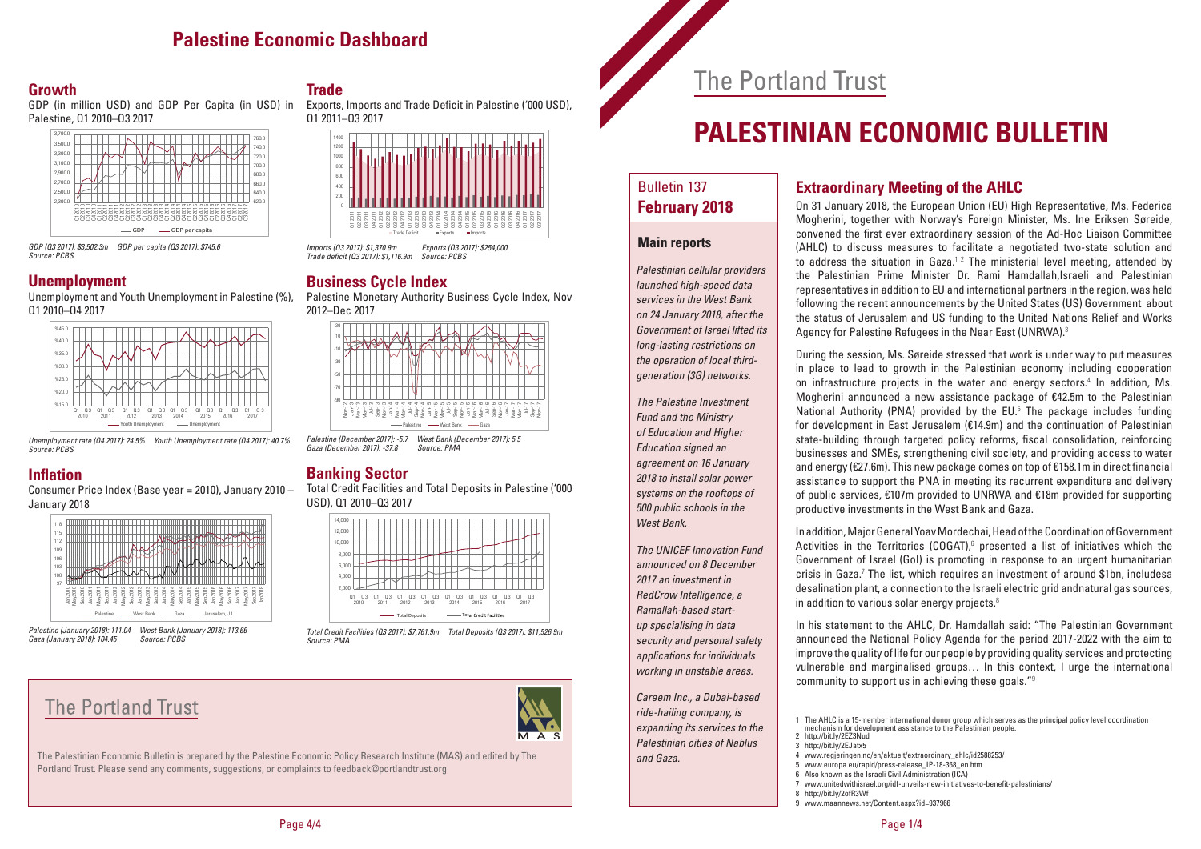# Palestine Economic Dashboard

## Growth

GDP (in million USD) and GDP Per Capita (in USD) in Palestine, Q1 2010–Q3 2017

GDP — GDP per capita

*GDP (Q3 2017): $3,502.3m GDP per capita (Q3 2017): $745.6*
*Source: PCBS*

## Unemployment

Unemployment and Youth Unemployment in Palestine (%), Q1 2010–Q4 2017

Youth Unemployment — Unemployment

*Unemployment rate (Q4 2017): 24.5% Youth Unemployment rate (Q4 2017): 40.7%*
*Source: PCBS*

## Inflation

Consumer Price Index (Base year = 2010), January 2010 – January 2018

Palestine — West Bank — Gaza — Jerusalem, J1

*Palestine (January 2018): 111.04 West Bank (January 2018): 113.66*
*Gaza (January 2018): 104.45 Source: PCBS*

## Trade

Exports, Imports and Trade Deficit in Palestine ('000 USD), Q1 2011–Q3 2017

Trade Deficit — Exports — Imports

*Imports (Q3 2017): $1,370.9m Exports (Q3 2017): $254,000*
*Trade deficit (Q3 2017): $1,116.9m Source: PCBS*

## Business Cycle Index

Palestine Monetary Authority Business Cycle Index, Nov 2012–Dec 2017

Palestine — West Bank — Gaza

*Palestine (December 2017): -5.7 West Bank (December 2017): 5.5*
*Gaza (December 2017): -37.8 Source: PMA*

## Banking Sector

Total Credit Facilities and Total Deposits in Palestine ('000 USD), Q1 2010–Q3 2017

Total Deposits — Total Credit Facilities

*Total Credit Facilities (Q3 2017): $7,761.9m Total Deposits (Q3 2017): $11,526.9m*
*Source: PMA*

The Portland Trust

The Palestinian Economic Bulletin is prepared by the Palestine Economic Policy Research Institute (MAS) and edited by The Portland Trust. Please send any comments, suggestions, or complaints to feedback@portlandtrust.org

The Portland Trust

# PALESTINIAN ECONOMIC BULLETIN

Bulletin 137
**February 2018**

### Main reports

*Palestinian cellular providers launched high-speed data services in the West Bank on 24 January 2018, after the Government of Israel lifted its long-lasting restrictions on the operation of local third-generation (3G) networks.*

*The Palestine Investment Fund and the Ministry of Education and Higher Education signed an agreement on 16 January 2018 to install solar power systems on the rooftops of 500 public schools in the West Bank.*

*The UNICEF Innovation Fund announced on 8 December 2017 an investment in RedCrow Intelligence, a Ramallah-based start-up specialising in data security and personal safety applications for individuals working in unstable areas.*

*Careem Inc., a Dubai-based ride-hailing company, is expanding its services to the Palestinian cities of Nablus and Gaza.*

## Extraordinary Meeting of the AHLC

On 31 January 2018, the European Union (EU) High Representative, Ms. Federica Mogherini, together with Norway's Foreign Minister, Ms. Ine Eriksen Søreide, convened the first ever extraordinary session of the Ad-Hoc Liaison Committee (AHLC) to discuss measures to facilitate a negotiated two-state solution and to address the situation in Gaza.[1 2] The ministerial level meeting, attended by the Palestinian Prime Minister Dr. Rami Hamdallah,Israeli and Palestinian representatives in addition to EU and international partners in the region, was held following the recent announcements by the United States (US) Government about the status of Jerusalem and US funding to the United Nations Relief and Works Agency for Palestine Refugees in the Near East (UNRWA).[3]

During the session, Ms. Søreide stressed that work is under way to put measures in place to lead to growth in the Palestinian economy including cooperation on infrastructure projects in the water and energy sectors.[4] In addition, Ms. Mogherini announced a new assistance package of €42.5m to the Palestinian National Authority (PNA) provided by the EU.[5] The package includes funding for development in East Jerusalem (€14.9m) and the continuation of Palestinian state-building through targeted policy reforms, fiscal consolidation, reinforcing businesses and SMEs, strengthening civil society, and providing access to water and energy (€27.6m). This new package comes on top of €158.1m in direct financial assistance to support the PNA in meeting its recurrent expenditure and delivery of public services, €107m provided to UNRWA and €18m provided for supporting productive investments in the West Bank and Gaza.

In addition, Major General Yoav Mordechai, Head of the Coordination of Government Activities in the Territories (COGAT),[6] presented a list of initiatives which the Government of Israel (GoI) is promoting in response to an urgent humanitarian crisis in Gaza.[7] The list, which requires an investment of around $1bn, includesa desalination plant, a connection to the Israeli electric grid andnatural gas sources, in addition to various solar energy projects.[8]

In his statement to the AHLC, Dr. Hamdallah said: "The Palestinian Government announced the National Policy Agenda for the period 2017-2022 with the aim to improve the quality of life for our people by providing quality services and protecting vulnerable and marginalised groups… In this context, I urge the international community to support us in achieving these goals."[9]

---

1 The AHLC is a 15-member international donor group which serves as the principal policy level coordination mechanism for development assistance to the Palestinian people.
2 http://bit.ly/2EZ3Nud
3 http://bit.ly/2EJatx5
4 www.regjeringen.no/en/aktuelt/extraordinary_ahlc/id2588253/
5 www.europa.eu/rapid/press-release_IP-18-368_en.htm
6 Also known as the Israeli Civil Administration (ICA)
7 www.unitedwithisrael.org/idf-unveils-new-initiatives-to-benefit-palestinians/
8 http://bit.ly/2ofR3Wf
9 www.maannews.net/Content.aspx?id=937966